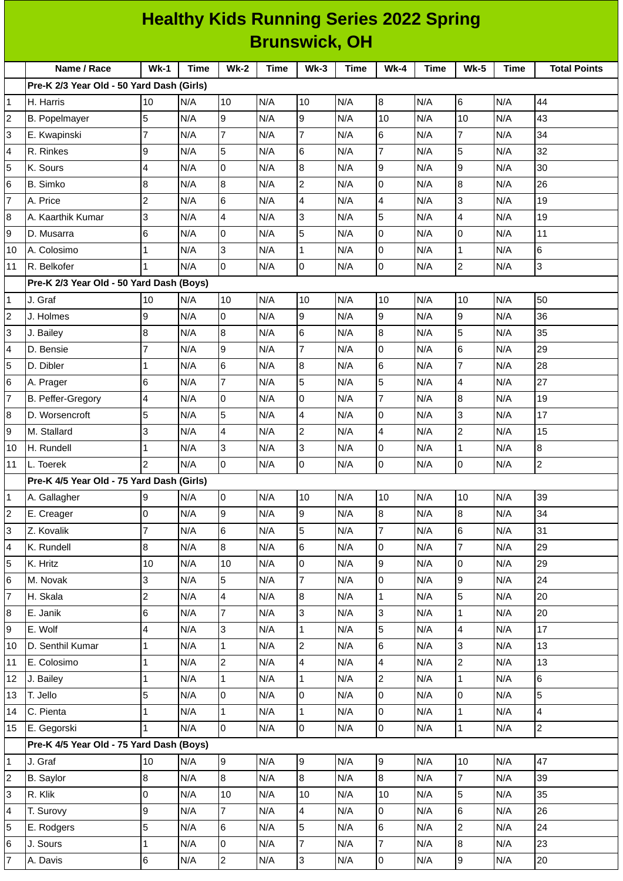# Healthy Kids Running Series 2022 Spring
## Brunswick, OH

| | Name / Race | Wk-1 | Time | Wk-2 | Time | Wk-3 | Time | Wk-4 | Time | Wk-5 | Time | Total Points |
|---|---|---|---|---|---|---|---|---|---|---|---|---|
| | **Pre-K 2/3 Year Old - 50 Yard Dash (Girls)** | | | | | | | | | | | |
| 1 | H. Harris | 10 | N/A | 10 | N/A | 10 | N/A | 8 | N/A | 6 | N/A | 44 |
| 2 | B. Popelmayer | 5 | N/A | 9 | N/A | 9 | N/A | 10 | N/A | 10 | N/A | 43 |
| 3 | E. Kwapinski | 7 | N/A | 7 | N/A | 7 | N/A | 6 | N/A | 7 | N/A | 34 |
| 4 | R. Rinkes | 9 | N/A | 5 | N/A | 6 | N/A | 7 | N/A | 5 | N/A | 32 |
| 5 | K. Sours | 4 | N/A | 0 | N/A | 8 | N/A | 9 | N/A | 9 | N/A | 30 |
| 6 | B. Simko | 8 | N/A | 8 | N/A | 2 | N/A | 0 | N/A | 8 | N/A | 26 |
| 7 | A. Price | 2 | N/A | 6 | N/A | 4 | N/A | 4 | N/A | 3 | N/A | 19 |
| 8 | A. Kaarthik Kumar | 3 | N/A | 4 | N/A | 3 | N/A | 5 | N/A | 4 | N/A | 19 |
| 9 | D. Musarra | 6 | N/A | 0 | N/A | 5 | N/A | 0 | N/A | 0 | N/A | 11 |
| 10 | A. Colosimo | 1 | N/A | 3 | N/A | 1 | N/A | 0 | N/A | 1 | N/A | 6 |
| 11 | R. Belkofer | 1 | N/A | 0 | N/A | 0 | N/A | 0 | N/A | 2 | N/A | 3 |
| | **Pre-K 2/3 Year Old - 50 Yard Dash (Boys)** | | | | | | | | | | | |
| 1 | J. Graf | 10 | N/A | 10 | N/A | 10 | N/A | 10 | N/A | 10 | N/A | 50 |
| 2 | J. Holmes | 9 | N/A | 0 | N/A | 9 | N/A | 9 | N/A | 9 | N/A | 36 |
| 3 | J. Bailey | 8 | N/A | 8 | N/A | 6 | N/A | 8 | N/A | 5 | N/A | 35 |
| 4 | D. Bensie | 7 | N/A | 9 | N/A | 7 | N/A | 0 | N/A | 6 | N/A | 29 |
| 5 | D. Dibler | 1 | N/A | 6 | N/A | 8 | N/A | 6 | N/A | 7 | N/A | 28 |
| 6 | A. Prager | 6 | N/A | 7 | N/A | 5 | N/A | 5 | N/A | 4 | N/A | 27 |
| 7 | B. Peffer-Gregory | 4 | N/A | 0 | N/A | 0 | N/A | 7 | N/A | 8 | N/A | 19 |
| 8 | D. Worsencroft | 5 | N/A | 5 | N/A | 4 | N/A | 0 | N/A | 3 | N/A | 17 |
| 9 | M. Stallard | 3 | N/A | 4 | N/A | 2 | N/A | 4 | N/A | 2 | N/A | 15 |
| 10 | H. Rundell | 1 | N/A | 3 | N/A | 3 | N/A | 0 | N/A | 1 | N/A | 8 |
| 11 | L. Toerek | 2 | N/A | 0 | N/A | 0 | N/A | 0 | N/A | 0 | N/A | 2 |
| | **Pre-K 4/5 Year Old - 75 Yard Dash (Girls)** | | | | | | | | | | | |
| 1 | A. Gallagher | 9 | N/A | 0 | N/A | 10 | N/A | 10 | N/A | 10 | N/A | 39 |
| 2 | E. Creager | 0 | N/A | 9 | N/A | 9 | N/A | 8 | N/A | 8 | N/A | 34 |
| 3 | Z. Kovalik | 7 | N/A | 6 | N/A | 5 | N/A | 7 | N/A | 6 | N/A | 31 |
| 4 | K. Rundell | 8 | N/A | 8 | N/A | 6 | N/A | 0 | N/A | 7 | N/A | 29 |
| 5 | K. Hritz | 10 | N/A | 10 | N/A | 0 | N/A | 9 | N/A | 0 | N/A | 29 |
| 6 | M. Novak | 3 | N/A | 5 | N/A | 7 | N/A | 0 | N/A | 9 | N/A | 24 |
| 7 | H. Skala | 2 | N/A | 4 | N/A | 8 | N/A | 1 | N/A | 5 | N/A | 20 |
| 8 | E. Janik | 6 | N/A | 7 | N/A | 3 | N/A | 3 | N/A | 1 | N/A | 20 |
| 9 | E. Wolf | 4 | N/A | 3 | N/A | 1 | N/A | 5 | N/A | 4 | N/A | 17 |
| 10 | D. Senthil Kumar | 1 | N/A | 1 | N/A | 2 | N/A | 6 | N/A | 3 | N/A | 13 |
| 11 | E. Colosimo | 1 | N/A | 2 | N/A | 4 | N/A | 4 | N/A | 2 | N/A | 13 |
| 12 | J. Bailey | 1 | N/A | 1 | N/A | 1 | N/A | 2 | N/A | 1 | N/A | 6 |
| 13 | T. Jello | 5 | N/A | 0 | N/A | 0 | N/A | 0 | N/A | 0 | N/A | 5 |
| 14 | C. Pienta | 1 | N/A | 1 | N/A | 1 | N/A | 0 | N/A | 1 | N/A | 4 |
| 15 | E. Gegorski | 1 | N/A | 0 | N/A | 0 | N/A | 0 | N/A | 1 | N/A | 2 |
| | **Pre-K 4/5 Year Old - 75 Yard Dash (Boys)** | | | | | | | | | | | |
| 1 | J. Graf | 10 | N/A | 9 | N/A | 9 | N/A | 9 | N/A | 10 | N/A | 47 |
| 2 | B. Saylor | 8 | N/A | 8 | N/A | 8 | N/A | 8 | N/A | 7 | N/A | 39 |
| 3 | R. Klik | 0 | N/A | 10 | N/A | 10 | N/A | 10 | N/A | 5 | N/A | 35 |
| 4 | T. Surovy | 9 | N/A | 7 | N/A | 4 | N/A | 0 | N/A | 6 | N/A | 26 |
| 5 | E. Rodgers | 5 | N/A | 6 | N/A | 5 | N/A | 6 | N/A | 2 | N/A | 24 |
| 6 | J. Sours | 1 | N/A | 0 | N/A | 7 | N/A | 7 | N/A | 8 | N/A | 23 |
| 7 | A. Davis | 6 | N/A | 2 | N/A | 3 | N/A | 0 | N/A | 9 | N/A | 20 |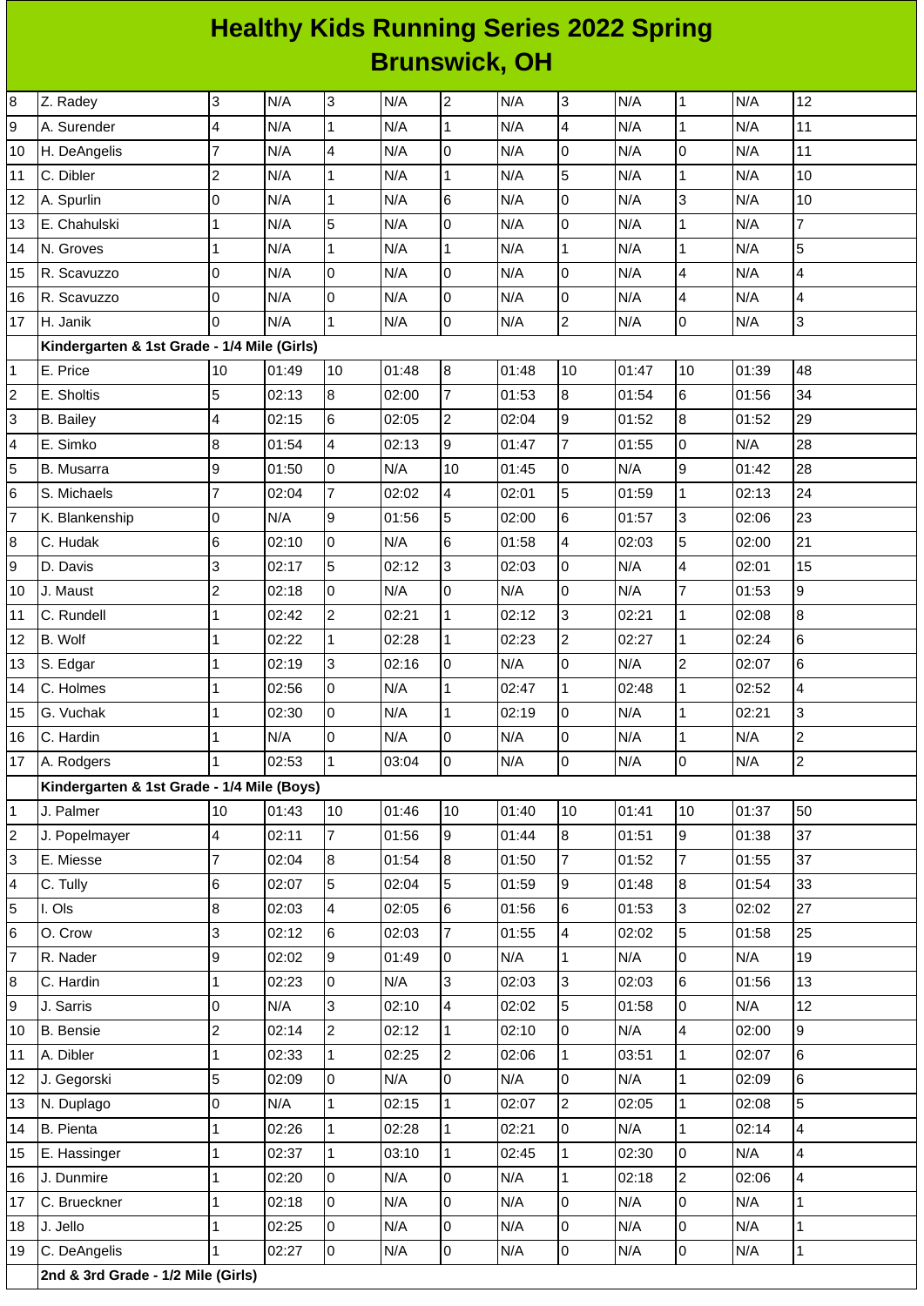# Healthy Kids Running Series 2022 Spring
## Brunswick, OH

| | | | | | | | | | | | | |
|---|---|---|---|---|---|---|---|---|---|---|---|---|
| 8 | Z. Radey | 3 | N/A | 3 | N/A | 2 | N/A | 3 | N/A | 1 | N/A | 12 |
| 9 | A. Surender | 4 | N/A | 1 | N/A | 1 | N/A | 4 | N/A | 1 | N/A | 11 |
| 10 | H. DeAngelis | 7 | N/A | 4 | N/A | 0 | N/A | 0 | N/A | 0 | N/A | 11 |
| 11 | C. Dibler | 2 | N/A | 1 | N/A | 1 | N/A | 5 | N/A | 1 | N/A | 10 |
| 12 | A. Spurlin | 0 | N/A | 1 | N/A | 6 | N/A | 0 | N/A | 3 | N/A | 10 |
| 13 | E. Chahulski | 1 | N/A | 5 | N/A | 0 | N/A | 0 | N/A | 1 | N/A | 7 |
| 14 | N. Groves | 1 | N/A | 1 | N/A | 1 | N/A | 1 | N/A | 1 | N/A | 5 |
| 15 | R. Scavuzzo | 0 | N/A | 0 | N/A | 0 | N/A | 0 | N/A | 4 | N/A | 4 |
| 16 | R. Scavuzzo | 0 | N/A | 0 | N/A | 0 | N/A | 0 | N/A | 4 | N/A | 4 |
| 17 | H. Janik | 0 | N/A | 1 | N/A | 0 | N/A | 2 | N/A | 0 | N/A | 3 |
| | **Kindergarten & 1st Grade - 1/4 Mile (Girls)** | | | | | | | | | | | |
| 1 | E. Price | 10 | 01:49 | 10 | 01:48 | 8 | 01:48 | 10 | 01:47 | 10 | 01:39 | 48 |
| 2 | E. Sholtis | 5 | 02:13 | 8 | 02:00 | 7 | 01:53 | 8 | 01:54 | 6 | 01:56 | 34 |
| 3 | B. Bailey | 4 | 02:15 | 6 | 02:05 | 2 | 02:04 | 9 | 01:52 | 8 | 01:52 | 29 |
| 4 | E. Simko | 8 | 01:54 | 4 | 02:13 | 9 | 01:47 | 7 | 01:55 | 0 | N/A | 28 |
| 5 | B. Musarra | 9 | 01:50 | 0 | N/A | 10 | 01:45 | 0 | N/A | 9 | 01:42 | 28 |
| 6 | S. Michaels | 7 | 02:04 | 7 | 02:02 | 4 | 02:01 | 5 | 01:59 | 1 | 02:13 | 24 |
| 7 | K. Blankenship | 0 | N/A | 9 | 01:56 | 5 | 02:00 | 6 | 01:57 | 3 | 02:06 | 23 |
| 8 | C. Hudak | 6 | 02:10 | 0 | N/A | 6 | 01:58 | 4 | 02:03 | 5 | 02:00 | 21 |
| 9 | D. Davis | 3 | 02:17 | 5 | 02:12 | 3 | 02:03 | 0 | N/A | 4 | 02:01 | 15 |
| 10 | J. Maust | 2 | 02:18 | 0 | N/A | 0 | N/A | 0 | N/A | 7 | 01:53 | 9 |
| 11 | C. Rundell | 1 | 02:42 | 2 | 02:21 | 1 | 02:12 | 3 | 02:21 | 1 | 02:08 | 8 |
| 12 | B. Wolf | 1 | 02:22 | 1 | 02:28 | 1 | 02:23 | 2 | 02:27 | 1 | 02:24 | 6 |
| 13 | S. Edgar | 1 | 02:19 | 3 | 02:16 | 0 | N/A | 0 | N/A | 2 | 02:07 | 6 |
| 14 | C. Holmes | 1 | 02:56 | 0 | N/A | 1 | 02:47 | 1 | 02:48 | 1 | 02:52 | 4 |
| 15 | G. Vuchak | 1 | 02:30 | 0 | N/A | 1 | 02:19 | 0 | N/A | 1 | 02:21 | 3 |
| 16 | C. Hardin | 1 | N/A | 0 | N/A | 0 | N/A | 0 | N/A | 1 | N/A | 2 |
| 17 | A. Rodgers | 1 | 02:53 | 1 | 03:04 | 0 | N/A | 0 | N/A | 0 | N/A | 2 |
| | **Kindergarten & 1st Grade - 1/4 Mile (Boys)** | | | | | | | | | | | |
| 1 | J. Palmer | 10 | 01:43 | 10 | 01:46 | 10 | 01:40 | 10 | 01:41 | 10 | 01:37 | 50 |
| 2 | J. Popelmayer | 4 | 02:11 | 7 | 01:56 | 9 | 01:44 | 8 | 01:51 | 9 | 01:38 | 37 |
| 3 | E. Miesse | 7 | 02:04 | 8 | 01:54 | 8 | 01:50 | 7 | 01:52 | 7 | 01:55 | 37 |
| 4 | C. Tully | 6 | 02:07 | 5 | 02:04 | 5 | 01:59 | 9 | 01:48 | 8 | 01:54 | 33 |
| 5 | I. Ols | 8 | 02:03 | 4 | 02:05 | 6 | 01:56 | 6 | 01:53 | 3 | 02:02 | 27 |
| 6 | O. Crow | 3 | 02:12 | 6 | 02:03 | 7 | 01:55 | 4 | 02:02 | 5 | 01:58 | 25 |
| 7 | R. Nader | 9 | 02:02 | 9 | 01:49 | 0 | N/A | 1 | N/A | 0 | N/A | 19 |
| 8 | C. Hardin | 1 | 02:23 | 0 | N/A | 3 | 02:03 | 3 | 02:03 | 6 | 01:56 | 13 |
| 9 | J. Sarris | 0 | N/A | 3 | 02:10 | 4 | 02:02 | 5 | 01:58 | 0 | N/A | 12 |
| 10 | B. Bensie | 2 | 02:14 | 2 | 02:12 | 1 | 02:10 | 0 | N/A | 4 | 02:00 | 9 |
| 11 | A. Dibler | 1 | 02:33 | 1 | 02:25 | 2 | 02:06 | 1 | 03:51 | 1 | 02:07 | 6 |
| 12 | J. Gegorski | 5 | 02:09 | 0 | N/A | 0 | N/A | 0 | N/A | 1 | 02:09 | 6 |
| 13 | N. Duplago | 0 | N/A | 1 | 02:15 | 1 | 02:07 | 2 | 02:05 | 1 | 02:08 | 5 |
| 14 | B. Pienta | 1 | 02:26 | 1 | 02:28 | 1 | 02:21 | 0 | N/A | 1 | 02:14 | 4 |
| 15 | E. Hassinger | 1 | 02:37 | 1 | 03:10 | 1 | 02:45 | 1 | 02:30 | 0 | N/A | 4 |
| 16 | J. Dunmire | 1 | 02:20 | 0 | N/A | 0 | N/A | 1 | 02:18 | 2 | 02:06 | 4 |
| 17 | C. Brueckner | 1 | 02:18 | 0 | N/A | 0 | N/A | 0 | N/A | 0 | N/A | 1 |
| 18 | J. Jello | 1 | 02:25 | 0 | N/A | 0 | N/A | 0 | N/A | 0 | N/A | 1 |
| 19 | C. DeAngelis | 1 | 02:27 | 0 | N/A | 0 | N/A | 0 | N/A | 0 | N/A | 1 |
| | **2nd & 3rd Grade - 1/2 Mile (Girls)** | | | | | | | | | | | |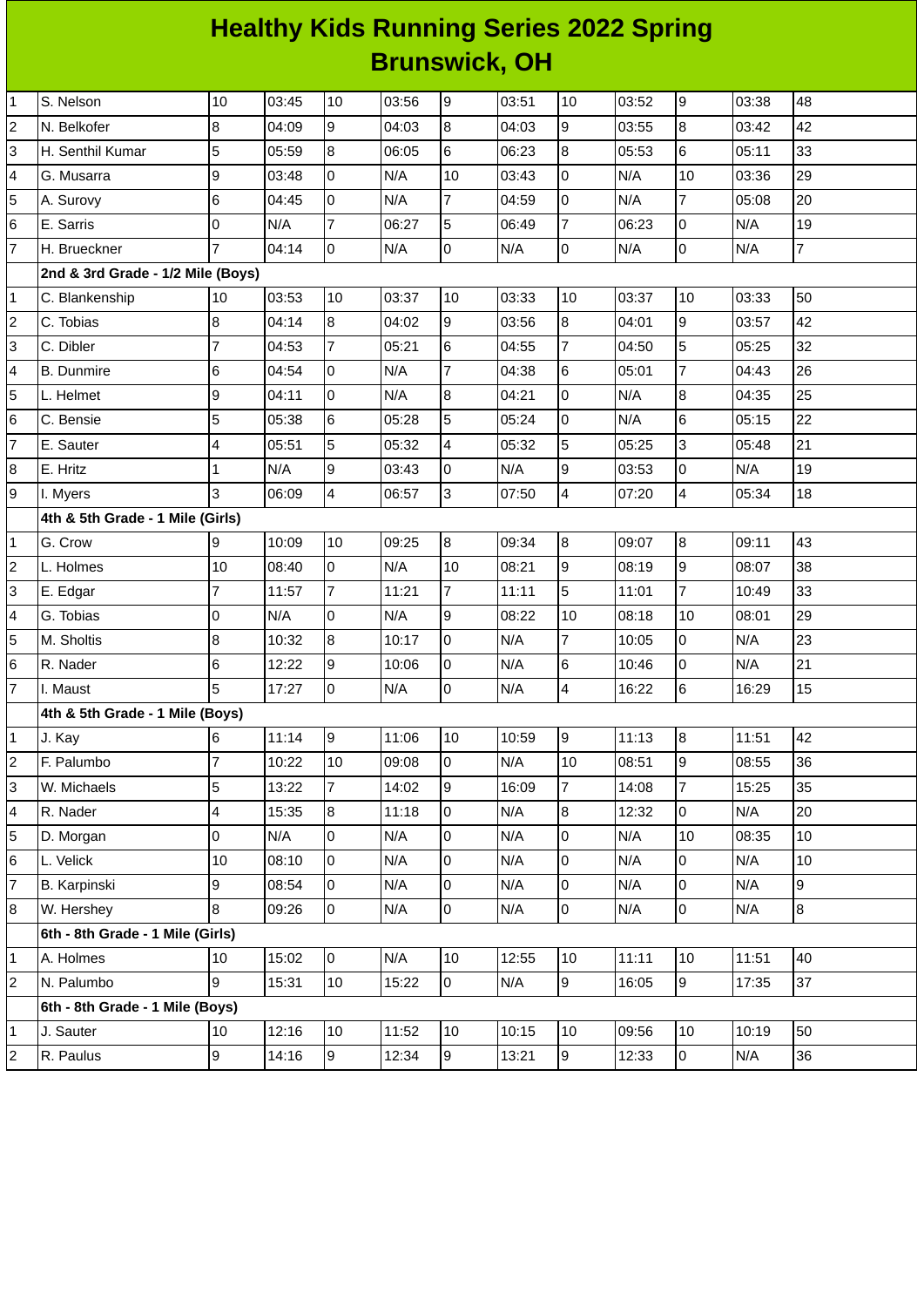# Healthy Kids Running Series 2022 Spring Brunswick, OH

| | | | | | | | | | | | | |
|---|---|---|---|---|---|---|---|---|---|---|---|---|
| 1 | S. Nelson | 10 | 03:45 | 10 | 03:56 | 9 | 03:51 | 10 | 03:52 | 9 | 03:38 | 48 |
| 2 | N. Belkofer | 8 | 04:09 | 9 | 04:03 | 8 | 04:03 | 9 | 03:55 | 8 | 03:42 | 42 |
| 3 | H. Senthil Kumar | 5 | 05:59 | 8 | 06:05 | 6 | 06:23 | 8 | 05:53 | 6 | 05:11 | 33 |
| 4 | G. Musarra | 9 | 03:48 | 0 | N/A | 10 | 03:43 | 0 | N/A | 10 | 03:36 | 29 |
| 5 | A. Surovy | 6 | 04:45 | 0 | N/A | 7 | 04:59 | 0 | N/A | 7 | 05:08 | 20 |
| 6 | E. Sarris | 0 | N/A | 7 | 06:27 | 5 | 06:49 | 7 | 06:23 | 0 | N/A | 19 |
| 7 | H. Brueckner | 7 | 04:14 | 0 | N/A | 0 | N/A | 0 | N/A | 0 | N/A | 7 |
| | **2nd & 3rd Grade - 1/2 Mile (Boys)** | | | | | | | | | | | |
| 1 | C. Blankenship | 10 | 03:53 | 10 | 03:37 | 10 | 03:33 | 10 | 03:37 | 10 | 03:33 | 50 |
| 2 | C. Tobias | 8 | 04:14 | 8 | 04:02 | 9 | 03:56 | 8 | 04:01 | 9 | 03:57 | 42 |
| 3 | C. Dibler | 7 | 04:53 | 7 | 05:21 | 6 | 04:55 | 7 | 04:50 | 5 | 05:25 | 32 |
| 4 | B. Dunmire | 6 | 04:54 | 0 | N/A | 7 | 04:38 | 6 | 05:01 | 7 | 04:43 | 26 |
| 5 | L. Helmet | 9 | 04:11 | 0 | N/A | 8 | 04:21 | 0 | N/A | 8 | 04:35 | 25 |
| 6 | C. Bensie | 5 | 05:38 | 6 | 05:28 | 5 | 05:24 | 0 | N/A | 6 | 05:15 | 22 |
| 7 | E. Sauter | 4 | 05:51 | 5 | 05:32 | 4 | 05:32 | 5 | 05:25 | 3 | 05:48 | 21 |
| 8 | E. Hritz | 1 | N/A | 9 | 03:43 | 0 | N/A | 9 | 03:53 | 0 | N/A | 19 |
| 9 | I. Myers | 3 | 06:09 | 4 | 06:57 | 3 | 07:50 | 4 | 07:20 | 4 | 05:34 | 18 |
| | **4th & 5th Grade - 1 Mile (Girls)** | | | | | | | | | | | |
| 1 | G. Crow | 9 | 10:09 | 10 | 09:25 | 8 | 09:34 | 8 | 09:07 | 8 | 09:11 | 43 |
| 2 | L. Holmes | 10 | 08:40 | 0 | N/A | 10 | 08:21 | 9 | 08:19 | 9 | 08:07 | 38 |
| 3 | E. Edgar | 7 | 11:57 | 7 | 11:21 | 7 | 11:11 | 5 | 11:01 | 7 | 10:49 | 33 |
| 4 | G. Tobias | 0 | N/A | 0 | N/A | 9 | 08:22 | 10 | 08:18 | 10 | 08:01 | 29 |
| 5 | M. Sholtis | 8 | 10:32 | 8 | 10:17 | 0 | N/A | 7 | 10:05 | 0 | N/A | 23 |
| 6 | R. Nader | 6 | 12:22 | 9 | 10:06 | 0 | N/A | 6 | 10:46 | 0 | N/A | 21 |
| 7 | I. Maust | 5 | 17:27 | 0 | N/A | 0 | N/A | 4 | 16:22 | 6 | 16:29 | 15 |
| | **4th & 5th Grade - 1 Mile (Boys)** | | | | | | | | | | | |
| 1 | J. Kay | 6 | 11:14 | 9 | 11:06 | 10 | 10:59 | 9 | 11:13 | 8 | 11:51 | 42 |
| 2 | F. Palumbo | 7 | 10:22 | 10 | 09:08 | 0 | N/A | 10 | 08:51 | 9 | 08:55 | 36 |
| 3 | W. Michaels | 5 | 13:22 | 7 | 14:02 | 9 | 16:09 | 7 | 14:08 | 7 | 15:25 | 35 |
| 4 | R. Nader | 4 | 15:35 | 8 | 11:18 | 0 | N/A | 8 | 12:32 | 0 | N/A | 20 |
| 5 | D. Morgan | 0 | N/A | 0 | N/A | 0 | N/A | 0 | N/A | 10 | 08:35 | 10 |
| 6 | L. Velick | 10 | 08:10 | 0 | N/A | 0 | N/A | 0 | N/A | 0 | N/A | 10 |
| 7 | B. Karpinski | 9 | 08:54 | 0 | N/A | 0 | N/A | 0 | N/A | 0 | N/A | 9 |
| 8 | W. Hershey | 8 | 09:26 | 0 | N/A | 0 | N/A | 0 | N/A | 0 | N/A | 8 |
| | **6th - 8th Grade - 1 Mile (Girls)** | | | | | | | | | | | |
| 1 | A. Holmes | 10 | 15:02 | 0 | N/A | 10 | 12:55 | 10 | 11:11 | 10 | 11:51 | 40 |
| 2 | N. Palumbo | 9 | 15:31 | 10 | 15:22 | 0 | N/A | 9 | 16:05 | 9 | 17:35 | 37 |
| | **6th - 8th Grade - 1 Mile (Boys)** | | | | | | | | | | | |
| 1 | J. Sauter | 10 | 12:16 | 10 | 11:52 | 10 | 10:15 | 10 | 09:56 | 10 | 10:19 | 50 |
| 2 | R. Paulus | 9 | 14:16 | 9 | 12:34 | 9 | 13:21 | 9 | 12:33 | 0 | N/A | 36 |